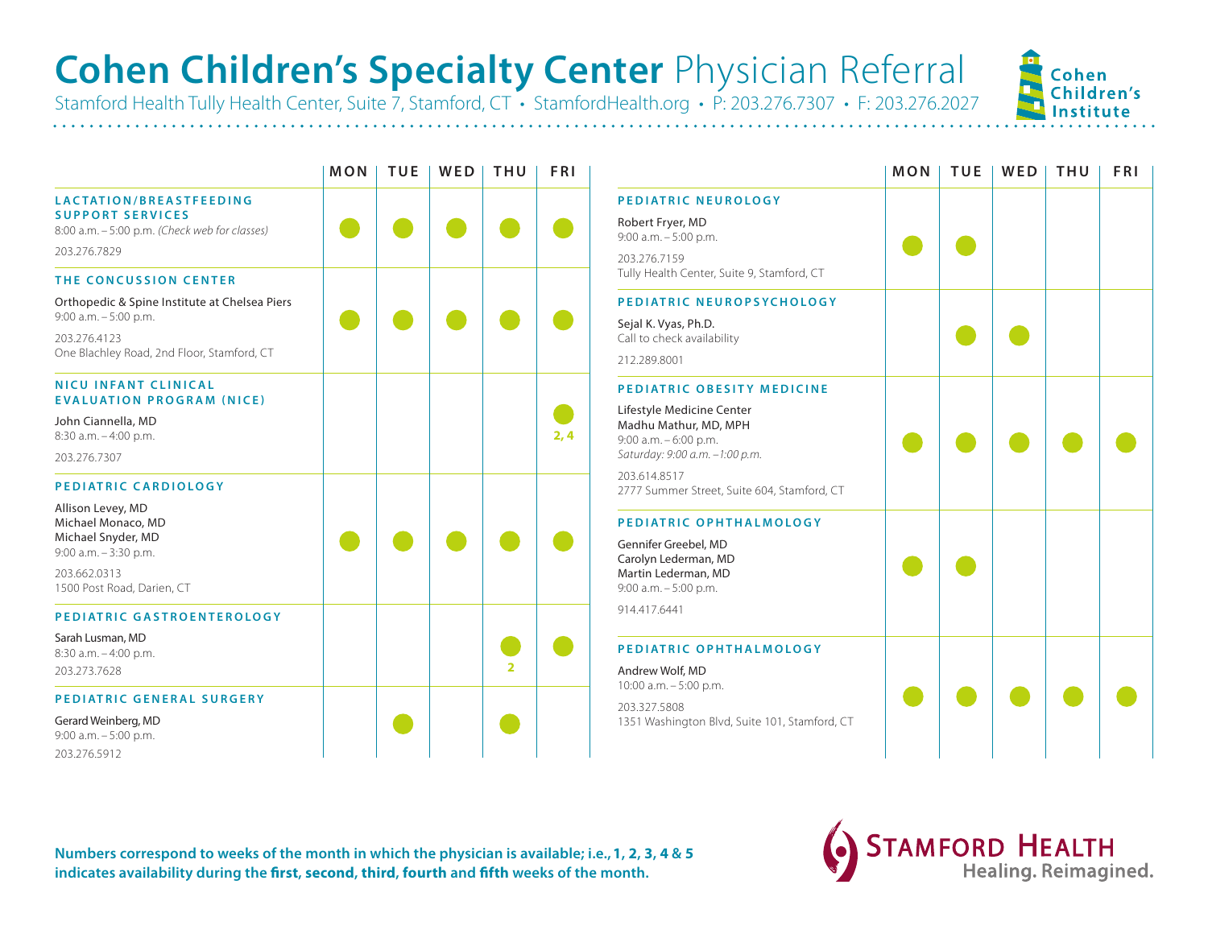# **Cohen Children's Specialty Center** Physician Referral

Stamford Health Tully Health Center, Suite 7, Stamford, CT • StamfordHealth.org • P: 203.276.7307 • F: 203.276.2027

Cohen Children's Institute

| | MON | TUE | WED | THU | FRI |
|---|---|---|---|---|---|
| **LACTATION/BREASTFEEDING SUPPORT SERVICES**<br>8:00 a.m. – 5:00 p.m. *(Check web for classes)*<br>203.276.7829 | ● | ● | ● | ● | ● |
| **THE CONCUSSION CENTER**<br>Orthopedic & Spine Institute at Chelsea Piers<br>9:00 a.m. – 5:00 p.m.<br>203.276.4123<br>One Blachley Road, 2nd Floor, Stamford, CT | ● | ● | ● | ● | ● |
| **NICU INFANT CLINICAL EVALUATION PROGRAM (NICE)**<br>John Ciannella, MD<br>8:30 a.m. – 4:00 p.m.<br>203.276.7307 | | | | | ● 2, 4 |
| **PEDIATRIC CARDIOLOGY**<br>Allison Levey, MD<br>Michael Monaco, MD<br>Michael Snyder, MD<br>9:00 a.m. – 3:30 p.m.<br>203.662.0313<br>1500 Post Road, Darien, CT | ● | ● | ● | ● | ● |
| **PEDIATRIC GASTROENTEROLOGY**<br>Sarah Lusman, MD<br>8:30 a.m. – 4:00 p.m.<br>203.273.7628 | | | | ● 2 | ● |
| **PEDIATRIC GENERAL SURGERY**<br>Gerard Weinberg, MD<br>9:00 a.m. – 5:00 p.m.<br>203.276.5912 | | ● | | ● | |

| | MON | TUE | WED | THU | FRI |
|---|---|---|---|---|---|
| **PEDIATRIC NEUROLOGY**<br>Robert Fryer, MD<br>9:00 a.m. – 5:00 p.m.<br>203.276.7159<br>Tully Health Center, Suite 9, Stamford, CT | ● | ● | | | |
| **PEDIATRIC NEUROPSYCHOLOGY**<br>Sejal K. Vyas, Ph.D.<br>Call to check availability<br>212.289.8001 | | ● | ● | | |
| **PEDIATRIC OBESITY MEDICINE**<br>Lifestyle Medicine Center<br>Madhu Mathur, MD, MPH<br>9:00 a.m. – 6:00 p.m.<br>*Saturday: 9:00 a.m. – 1:00 p.m.*<br>203.614.8517<br>2777 Summer Street, Suite 604, Stamford, CT | ● | ● | ● | ● | ● |
| **PEDIATRIC OPHTHALMOLOGY**<br>Gennifer Greebel, MD<br>Carolyn Lederman, MD<br>Martin Lederman, MD<br>9:00 a.m. – 5:00 p.m.<br>914.417.6441 | ● | ● | | | |
| **PEDIATRIC OPHTHALMOLOGY**<br>Andrew Wolf, MD<br>10:00 a.m. – 5:00 p.m.<br>203.327.5808<br>1351 Washington Blvd, Suite 101, Stamford, CT | ● | ● | ● | ● | ● |

**Numbers correspond to weeks of the month in which the physician is available; i.e., 1, 2, 3, 4 & 5 indicates availability during the first, second, third, fourth and fifth weeks of the month.**

STAMFORD HEALTH
Healing. Reimagined.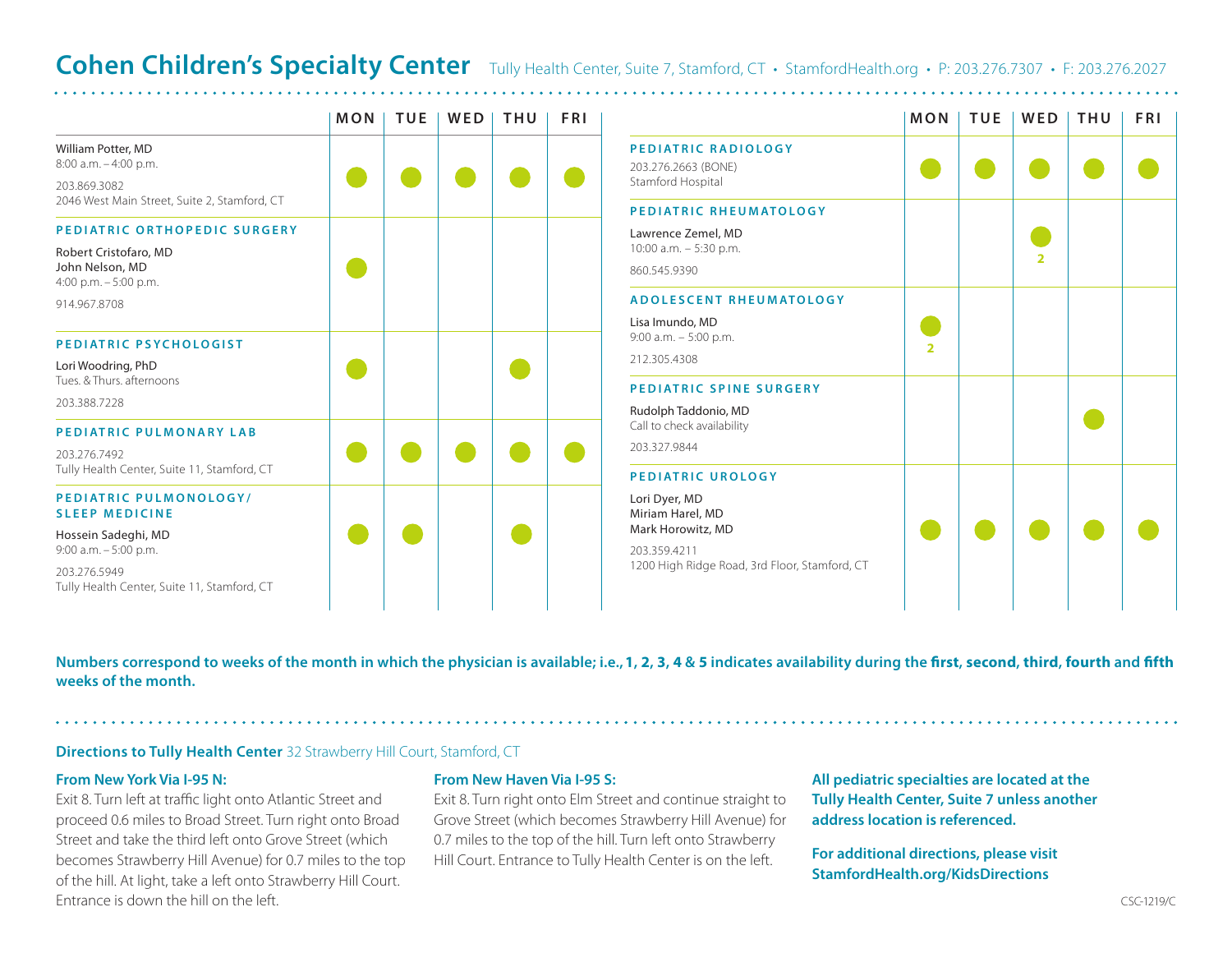# Cohen Children's Specialty Center

Tully Health Center, Suite 7, Stamford, CT • StamfordHealth.org • P: 203.276.7307 • F: 203.276.2027

| | MON | TUE | WED | THU | FRI |
|---|---|---|---|---|---|
| William Potter, MD<br>8:00 a.m. – 4:00 p.m.<br>203.869.3082<br>2046 West Main Street, Suite 2, Stamford, CT | ● | ● | ● | ● | ● |
| **PEDIATRIC ORTHOPEDIC SURGERY**<br>Robert Cristofaro, MD<br>John Nelson, MD<br>4:00 p.m. – 5:00 p.m.<br>914.967.8708 | ● | | | | |
| **PEDIATRIC PSYCHOLOGIST**<br>Lori Woodring, PhD<br>Tues. & Thurs. afternoons<br>203.388.7228 | ● | | | ● | |
| **PEDIATRIC PULMONARY LAB**<br>203.276.7492<br>Tully Health Center, Suite 11, Stamford, CT | ● | ● | ● | ● | ● |
| **PEDIATRIC PULMONOLOGY/ SLEEP MEDICINE**<br>Hossein Sadeghi, MD<br>9:00 a.m. – 5:00 p.m.<br>203.276.5949<br>Tully Health Center, Suite 11, Stamford, CT | ● | ● | | ● | |

| | MON | TUE | WED | THU | FRI |
|---|---|---|---|---|---|
| **PEDIATRIC RADIOLOGY**<br>203.276.2663 (BONE)<br>Stamford Hospital | ● | ● | ● | ● | ● |
| **PEDIATRIC RHEUMATOLOGY**<br>Lawrence Zemel, MD<br>10:00 a.m. – 5:30 p.m.<br>860.545.9390 | | | ● 2 | | |
| **ADOLESCENT RHEUMATOLOGY**<br>Lisa Imundo, MD<br>9:00 a.m. – 5:00 p.m.<br>212.305.4308 | ● 2 | | | | |
| **PEDIATRIC SPINE SURGERY**<br>Rudolph Taddonio, MD<br>Call to check availability<br>203.327.9844 | | | | ● | |
| **PEDIATRIC UROLOGY**<br>Lori Dyer, MD<br>Miriam Harel, MD<br>Mark Horowitz, MD<br>203.359.4211<br>1200 High Ridge Road, 3rd Floor, Stamford, CT | ● | ● | ● | ● | ● |

**Numbers correspond to weeks of the month in which the physician is available; i.e., 1, 2, 3, 4 & 5 indicates availability during the first, second, third, fourth and fifth weeks of the month.**

## Directions to Tully Health Center 32 Strawberry Hill Court, Stamford, CT

**From New York Via I-95 N:**

Exit 8. Turn left at traffic light onto Atlantic Street and proceed 0.6 miles to Broad Street. Turn right onto Broad Street and take the third left onto Grove Street (which becomes Strawberry Hill Avenue) for 0.7 miles to the top of the hill. At light, take a left onto Strawberry Hill Court. Entrance is down the hill on the left.

**From New Haven Via I-95 S:**

Exit 8. Turn right onto Elm Street and continue straight to Grove Street (which becomes Strawberry Hill Avenue) for 0.7 miles to the top of the hill. Turn left onto Strawberry Hill Court. Entrance to Tully Health Center is on the left.

**All pediatric specialties are located at the Tully Health Center, Suite 7 unless another address location is referenced.**

**For additional directions, please visit StamfordHealth.org/KidsDirections**

CSC-1219/C